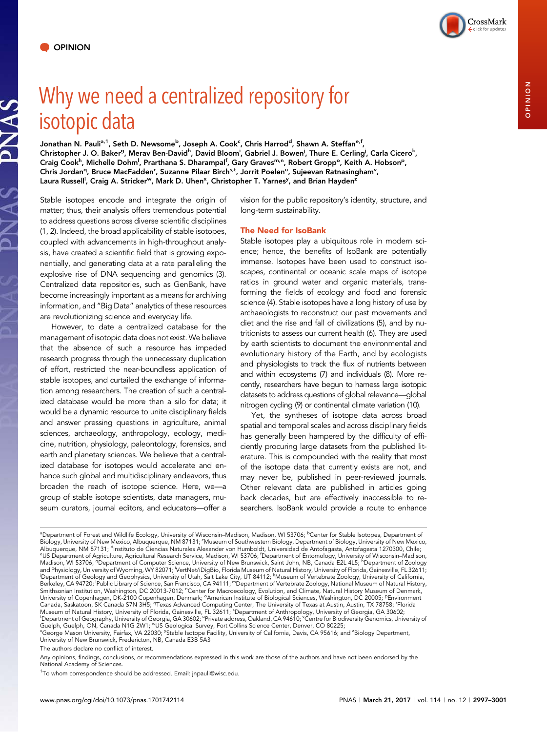OPINION

# Why we need a centralized repository for isotopic data

Jonathan N. Pauli[a,1], Seth D. Newsome[b], Joseph A. Cook[c], Chris Harrod[d], Shawn A. Steffan[e,f], Christopher J. O. Baker[g], Merav Ben-David[h], David Bloom[i], Gabriel J. Bowen[j], Thure E. Cerling[j], Carla Cicero[k], Craig Cook[h], Michelle Dohm[l], Prarthana S. Dharampal[f], Gary Graves[m,n], Robert Gropp[o], Keith A. Hobson[p], Chris Jordan[q], Bruce MacFadden[r], Suzanne Pilaar Birch[s,t], Jorrit Poelen[u], Sujeevan Ratnasingham[v], Laura Russell[i], Craig A. Stricker[w], Mark D. Uhen[x], Christopher T. Yarnes[y], and Brian Hayden[z]

Stable isotopes encode and integrate the origin of matter; thus, their analysis offers tremendous potential to address questions across diverse scientific disciplines (1, 2). Indeed, the broad applicability of stable isotopes, coupled with advancements in high-throughput analysis, have created a scientific field that is growing exponentially, and generating data at a rate paralleling the explosive rise of DNA sequencing and genomics (3). Centralized data repositories, such as GenBank, have become increasingly important as a means for archiving information, and "Big Data" analytics of these resources are revolutionizing science and everyday life.

However, to date a centralized database for the management of isotopic data does not exist. We believe that the absence of such a resource has impeded research progress through the unnecessary duplication of effort, restricted the near-boundless application of stable isotopes, and curtailed the exchange of information among researchers. The creation of such a centralized database would be more than a silo for data; it would be a dynamic resource to unite disciplinary fields and answer pressing questions in agriculture, animal sciences, archaeology, anthropology, ecology, medicine, nutrition, physiology, paleontology, forensics, and earth and planetary sciences. We believe that a centralized database for isotopes would accelerate and enhance such global and multidisciplinary endeavors, thus broaden the reach of isotope science. Here, we—a group of stable isotope scientists, data managers, museum curators, journal editors, and educators—offer a vision for the public repository's identity, structure, and long-term sustainability.

## The Need for IsoBank

Stable isotopes play a ubiquitous role in modern science; hence, the benefits of IsoBank are potentially immense. Isotopes have been used to construct isoscapes, continental or oceanic scale maps of isotope ratios in ground water and organic materials, transforming the fields of ecology and food and forensic science (4). Stable isotopes have a long history of use by archaeologists to reconstruct our past movements and diet and the rise and fall of civilizations (5), and by nutritionists to assess our current health (6). They are used by earth scientists to document the environmental and evolutionary history of the Earth, and by ecologists and physiologists to track the flux of nutrients between and within ecosystems (7) and individuals (8). More recently, researchers have begun to harness large isotopic datasets to address questions of global relevance—global nitrogen cycling (9) or continental climate variation (10).

Yet, the syntheses of isotope data across broad spatial and temporal scales and across disciplinary fields has generally been hampered by the difficulty of efficiently procuring large datasets from the published literature. This is compounded with the reality that most of the isotope data that currently exists are not, and may never be, published in peer-reviewed journals. Other relevant data are published in articles going back decades, but are effectively inaccessible to researchers. IsoBank would provide a route to enhance

[a]Department of Forest and Wildlife Ecology, University of Wisconsin–Madison, Madison, WI 53706; [b]Center for Stable Isotopes, Department of Biology, University of New Mexico, Albuquerque, NM 87131; [c]Museum of Southwestern Biology, Department of Biology, University of New Mexico, Albuquerque, NM 87131; [d]Instituto de Ciencias Naturales Alexander von Humboldt, Universidad de Antofagasta, Antofagasta 1270300, Chile; [e]US Department of Agriculture, Agricultural Research Service, Madison, WI 53706; [f]Department of Entomology, University of Wisconsin–Madison, Madison, WI 53706; [g]Department of Computer Science, University of New Brunswick, Saint John, NB, Canada E2L 4L5; [h]Department of Zoology and Physiology, University of Wyoming, WY 82071; [i]VertNet/iDigBio, Florida Museum of Natural History, University of Florida, Gainesville, FL 32611; [j]Department of Geology and Geophysics, University of Utah, Salt Lake City, UT 84112; [k]Museum of Vertebrate Zoology, University of California, Berkeley, CA 94720; [l]Public Library of Science, San Francisco, CA 94111; [m]Department of Vertebrate Zoology, National Museum of Natural History, Smithsonian Institution, Washington, DC 20013-7012; [n]Center for Macroecology, Evolution, and Climate, Natural History Museum of Denmark, University of Copenhagen, DK-2100 Copenhagen, Denmark; [o]American Institute of Biological Sciences, Washington, DC 20005; [p]Environment Canada, Saskatoon, SK Canada S7N 3H5; [q]Texas Advanced Computing Center, The University of Texas at Austin, Austin, TX 78758; [r]Florida Museum of Natural History, University of Florida, Gainesville, FL 32611; [s]Department of Anthropology, University of Georgia, GA 30602; [t]Department of Geography, University of Georgia, GA 30602; [u]Private address, Oakland, CA 94610; [v]Centre for Biodiversity Genomics, University of Guelph, Guelph, ON, Canada N1G 2W1; [w]US Geological Survey, Fort Collins Science Center, Denver, CO 80225; [x]George Mason University, Fairfax, VA 22030; [y]Stable Isotope Facility, University of California, Davis, CA 95616; and [z]Biology Department, University of New Brunswick, Fredericton, NB, Canada E3B 5A3

The authors declare no conflict of interest.

Any opinions, findings, conclusions, or recommendations expressed in this work are those of the authors and have not been endorsed by the National Academy of Sciences.

[1]To whom correspondence should be addressed. Email: jnpauli@wisc.edu.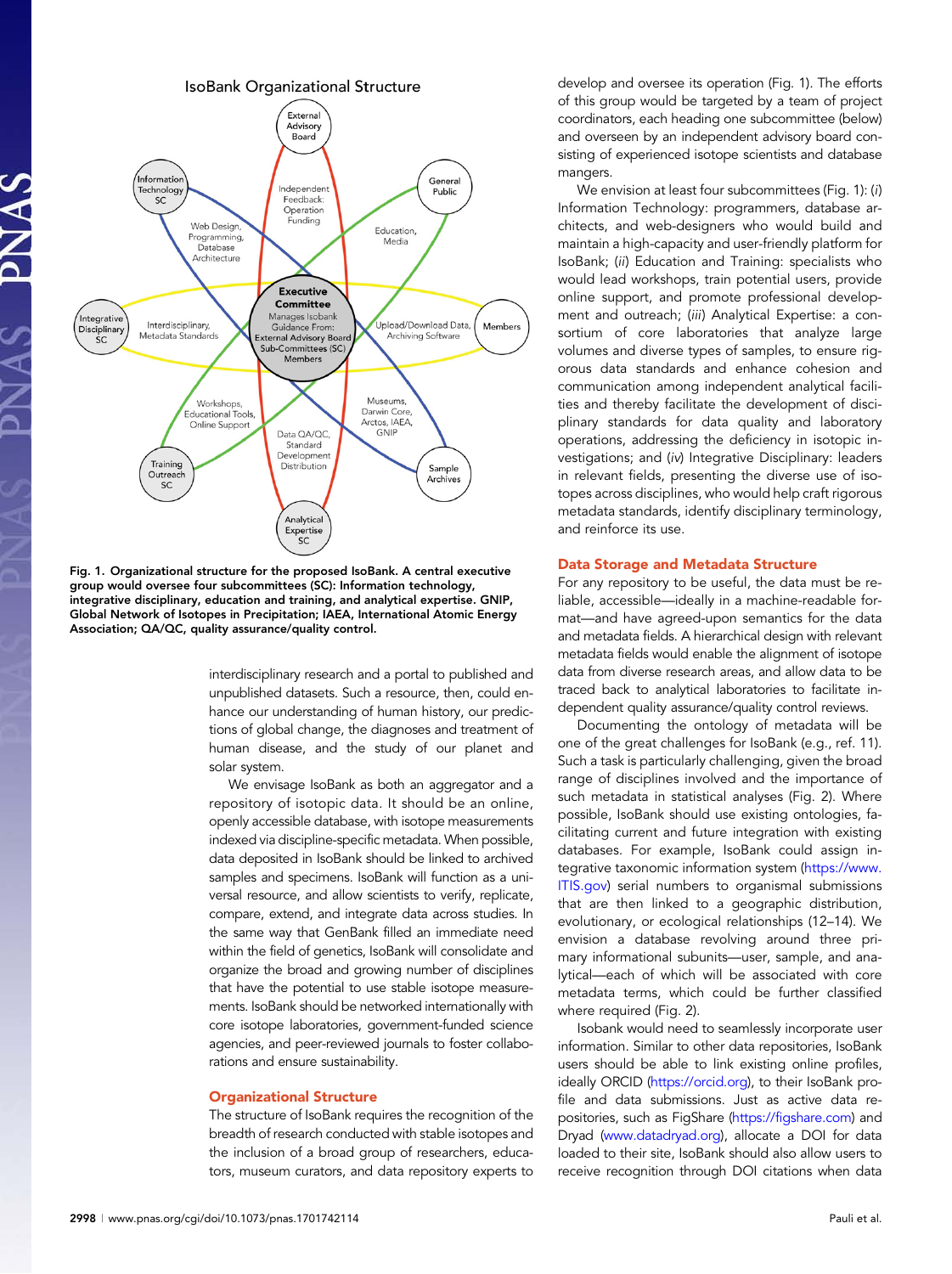Fig. 1. Organizational structure for the proposed IsoBank. A central executive group would oversee four subcommittees (SC): Information technology, integrative disciplinary, education and training, and analytical expertise. GNIP, Global Network of Isotopes in Precipitation; IAEA, International Atomic Energy Association; QA/QC, quality assurance/quality control.

interdisciplinary research and a portal to published and unpublished datasets. Such a resource, then, could enhance our understanding of human history, our predictions of global change, the diagnoses and treatment of human disease, and the study of our planet and solar system.

We envisage IsoBank as both an aggregator and a repository of isotopic data. It should be an online, openly accessible database, with isotope measurements indexed via discipline-specific metadata. When possible, data deposited in IsoBank should be linked to archived samples and specimens. IsoBank will function as a universal resource, and allow scientists to verify, replicate, compare, extend, and integrate data across studies. In the same way that GenBank filled an immediate need within the field of genetics, IsoBank will consolidate and organize the broad and growing number of disciplines that have the potential to use stable isotope measurements. IsoBank should be networked internationally with core isotope laboratories, government-funded science agencies, and peer-reviewed journals to foster collaborations and ensure sustainability.

## Organizational Structure

The structure of IsoBank requires the recognition of the breadth of research conducted with stable isotopes and the inclusion of a broad group of researchers, educators, museum curators, and data repository experts to develop and oversee its operation (Fig. 1). The efforts of this group would be targeted by a team of project coordinators, each heading one subcommittee (below) and overseen by an independent advisory board consisting of experienced isotope scientists and database mangers.

We envision at least four subcommittees (Fig. 1): (*i*) Information Technology: programmers, database architects, and web-designers who would build and maintain a high-capacity and user-friendly platform for IsoBank; (*ii*) Education and Training: specialists who would lead workshops, train potential users, provide online support, and promote professional development and outreach; (*iii*) Analytical Expertise: a consortium of core laboratories that analyze large volumes and diverse types of samples, to ensure rigorous data standards and enhance cohesion and communication among independent analytical facilities and thereby facilitate the development of disciplinary standards for data quality and laboratory operations, addressing the deficiency in isotopic investigations; and (*iv*) Integrative Disciplinary: leaders in relevant fields, presenting the diverse use of isotopes across disciplines, who would help craft rigorous metadata standards, identify disciplinary terminology, and reinforce its use.

## Data Storage and Metadata Structure

For any repository to be useful, the data must be reliable, accessible—ideally in a machine-readable format—and have agreed-upon semantics for the data and metadata fields. A hierarchical design with relevant metadata fields would enable the alignment of isotope data from diverse research areas, and allow data to be traced back to analytical laboratories to facilitate independent quality assurance/quality control reviews.

Documenting the ontology of metadata will be one of the great challenges for IsoBank (e.g., ref. 11). Such a task is particularly challenging, given the broad range of disciplines involved and the importance of such metadata in statistical analyses (Fig. 2). Where possible, IsoBank should use existing ontologies, facilitating current and future integration with existing databases. For example, IsoBank could assign integrative taxonomic information system (https://www.ITIS.gov) serial numbers to organismal submissions that are then linked to a geographic distribution, evolutionary, or ecological relationships (12–14). We envision a database revolving around three primary informational subunits—user, sample, and analytical—each of which will be associated with core metadata terms, which could be further classified where required (Fig. 2).

Isobank would need to seamlessly incorporate user information. Similar to other data repositories, IsoBank users should be able to link existing online profiles, ideally ORCID (https://orcid.org), to their IsoBank profile and data submissions. Just as active data repositories, such as FigShare (https://figshare.com) and Dryad (www.datadryad.org), allocate a DOI for data loaded to their site, IsoBank should also allow users to receive recognition through DOI citations when data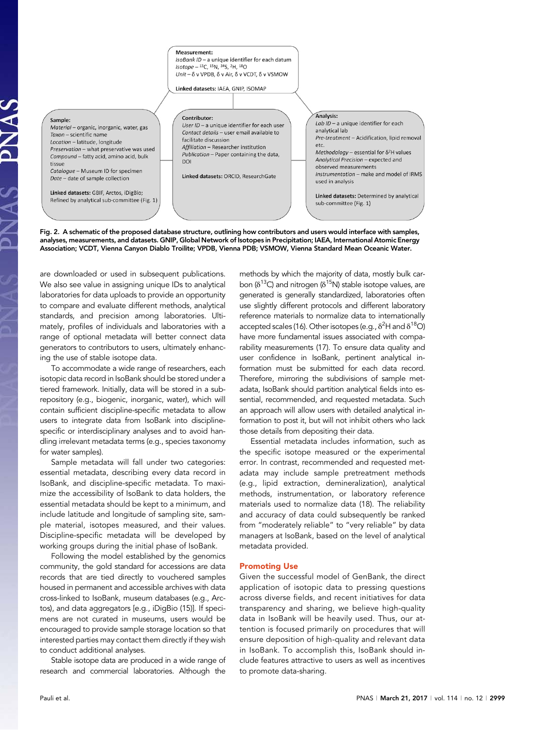**Measurement:**
*IsoBank ID* – a unique identifier for each datum
*Isotope* – $^{13}$C, $^{15}$N, $^{34}$S, $^{2}$H, $^{18}$O
*Unit* – δ v VPDB, δ v Air, δ v VCDT, δ v VSMOW

**Linked datasets:** IAEA, GNIP, ISOMAP

**Sample:**
*Material* – organic, inorganic, water, gas
*Taxon* – scientific name
*Location* – latitude, longitude
*Preservation* – what preservative was used
*Compound* – fatty acid, amino acid, bulk tissue
*Catalogue* – Museum ID for specimen
*Date* – date of sample collection

**Linked datasets:** GBIF, Arctos, iDigBio; Refined by analytical sub-committee (Fig. 1)

**Contributor:**
*User ID* – a unique identifier for each user
*Contact details* – user email available to facilitate discussion
*Affiliation* – Researcher institution
*Publication* – Paper containing the data, DOI

**Linked datasets:** ORCID, ResearchGate

**Analysis:**
*Lab ID* – a unique identifier for each analytical lab
*Pre-treatment* – Acidification, lipid removal etc.
*Methodology* – essential for δ$^{2}$H values
*Analytical Precision* – expected and observed measurements
*Instrumentation* – make and model of IRMS used in analysis

**Linked datasets:** Determined by analytical sub-committee (Fig. 1)

**Fig. 2.** A schematic of the proposed database structure, outlining how contributors and users would interface with samples, analyses, measurements, and datasets. GNIP, Global Network of Isotopes in Precipitation; IAEA, International Atomic Energy Association; VCDT, Vienna Canyon Diablo Troilite; VPDB, Vienna PDB; VSMOW, Vienna Standard Mean Oceanic Water.

are downloaded or used in subsequent publications. We also see value in assigning unique IDs to analytical laboratories for data uploads to provide an opportunity to compare and evaluate different methods, analytical standards, and precision among laboratories. Ultimately, profiles of individuals and laboratories with a range of optional metadata will better connect data generators to contributors to users, ultimately enhancing the use of stable isotope data.

To accommodate a wide range of researchers, each isotopic data record in IsoBank should be stored under a tiered framework. Initially, data will be stored in a subrepository (e.g., biogenic, inorganic, water), which will contain sufficient discipline-specific metadata to allow users to integrate data from IsoBank into discipline-specific or interdisciplinary analyses and to avoid handling irrelevant metadata terms (e.g., species taxonomy for water samples).

Sample metadata will fall under two categories: essential metadata, describing every data record in IsoBank, and discipline-specific metadata. To maximize the accessibility of IsoBank to data holders, the essential metadata should be kept to a minimum, and include latitude and longitude of sampling site, sample material, isotopes measured, and their values. Discipline-specific metadata will be developed by working groups during the initial phase of IsoBank.

Following the model established by the genomics community, the gold standard for accessions are data records that are tied directly to vouchered samples housed in permanent and accessible archives with data cross-linked to IsoBank, museum databases (e.g., Arctos), and data aggregators [e.g., iDigBio (15)]. If specimens are not curated in museums, users would be encouraged to provide sample storage location so that interested parties may contact them directly if they wish to conduct additional analyses.

Stable isotope data are produced in a wide range of research and commercial laboratories. Although the methods by which the majority of data, mostly bulk carbon (δ$^{13}$C) and nitrogen (δ$^{15}$N) stable isotope values, are generated is generally standardized, laboratories often use slightly different protocols and different laboratory reference materials to normalize data to internationally accepted scales (16). Other isotopes (e.g., δ$^{2}$H and δ$^{18}$O) have more fundamental issues associated with comparability measurements (17). To ensure data quality and user confidence in IsoBank, pertinent analytical information must be submitted for each data record. Therefore, mirroring the subdivisions of sample metadata, IsoBank should partition analytical fields into essential, recommended, and requested metadata. Such an approach will allow users with detailed analytical information to post it, but will not inhibit others who lack those details from depositing their data.

Essential metadata includes information, such as the specific isotope measured or the experimental error. In contrast, recommended and requested metadata may include sample pretreatment methods (e.g., lipid extraction, demineralization), analytical methods, instrumentation, or laboratory reference materials used to normalize data (18). The reliability and accuracy of data could subsequently be ranked from "moderately reliable" to "very reliable" by data managers at IsoBank, based on the level of analytical metadata provided.

## Promoting Use

Given the successful model of GenBank, the direct application of isotopic data to pressing questions across diverse fields, and recent initiatives for data transparency and sharing, we believe high-quality data in IsoBank will be heavily used. Thus, our attention is focused primarily on procedures that will ensure deposition of high-quality and relevant data in IsoBank. To accomplish this, IsoBank should include features attractive to users as well as incentives to promote data-sharing.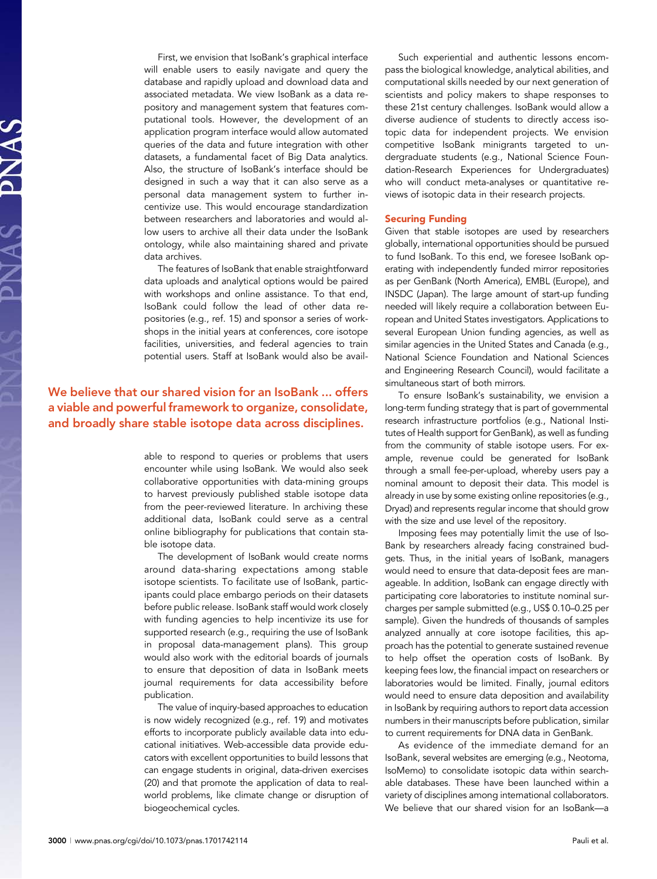First, we envision that IsoBank's graphical interface will enable users to easily navigate and query the database and rapidly upload and download data and associated metadata. We view IsoBank as a data repository and management system that features computational tools. However, the development of an application program interface would allow automated queries of the data and future integration with other datasets, a fundamental facet of Big Data analytics. Also, the structure of IsoBank's interface should be designed in such a way that it can also serve as a personal data management system to further incentivize use. This would encourage standardization between researchers and laboratories and would allow users to archive all their data under the IsoBank ontology, while also maintaining shared and private data archives.

The features of IsoBank that enable straightforward data uploads and analytical options would be paired with workshops and online assistance. To that end, IsoBank could follow the lead of other data repositories (e.g., ref. 15) and sponsor a series of workshops in the initial years at conferences, core isotope facilities, universities, and federal agencies to train potential users. Staff at IsoBank would also be available to respond to queries or problems that users encounter while using IsoBank. We would also seek collaborative opportunities with data-mining groups to harvest previously published stable isotope data from the peer-reviewed literature. In archiving these additional data, IsoBank could serve as a central online bibliography for publications that contain stable isotope data.

> We believe that our shared vision for an IsoBank ... offers a viable and powerful framework to organize, consolidate, and broadly share stable isotope data across disciplines.

The development of IsoBank would create norms around data-sharing expectations among stable isotope scientists. To facilitate use of IsoBank, participants could place embargo periods on their datasets before public release. IsoBank staff would work closely with funding agencies to help incentivize its use for supported research (e.g., requiring the use of IsoBank in proposal data-management plans). This group would also work with the editorial boards of journals to ensure that deposition of data in IsoBank meets journal requirements for data accessibility before publication.

The value of inquiry-based approaches to education is now widely recognized (e.g., ref. 19) and motivates efforts to incorporate publicly available data into educational initiatives. Web-accessible data provide educators with excellent opportunities to build lessons that can engage students in original, data-driven exercises (20) and that promote the application of data to real-world problems, like climate change or disruption of biogeochemical cycles.

Such experiential and authentic lessons encompass the biological knowledge, analytical abilities, and computational skills needed by our next generation of scientists and policy makers to shape responses to these 21st century challenges. IsoBank would allow a diverse audience of students to directly access isotopic data for independent projects. We envision competitive IsoBank minigrants targeted to undergraduate students (e.g., National Science Foundation-Research Experiences for Undergraduates) who will conduct meta-analyses or quantitative reviews of isotopic data in their research projects.

## Securing Funding

Given that stable isotopes are used by researchers globally, international opportunities should be pursued to fund IsoBank. To this end, we foresee IsoBank operating with independently funded mirror repositories as per GenBank (North America), EMBL (Europe), and INSDC (Japan). The large amount of start-up funding needed will likely require a collaboration between European and United States investigators. Applications to several European Union funding agencies, as well as similar agencies in the United States and Canada (e.g., National Science Foundation and National Sciences and Engineering Research Council), would facilitate a simultaneous start of both mirrors.

To ensure IsoBank's sustainability, we envision a long-term funding strategy that is part of governmental research infrastructure portfolios (e.g., National Institutes of Health support for GenBank), as well as funding from the community of stable isotope users. For example, revenue could be generated for IsoBank through a small fee-per-upload, whereby users pay a nominal amount to deposit their data. This model is already in use by some existing online repositories (e.g., Dryad) and represents regular income that should grow with the size and use level of the repository.

Imposing fees may potentially limit the use of IsoBank by researchers already facing constrained budgets. Thus, in the initial years of IsoBank, managers would need to ensure that data-deposit fees are manageable. In addition, IsoBank can engage directly with participating core laboratories to institute nominal surcharges per sample submitted (e.g., US$ 0.10–0.25 per sample). Given the hundreds of thousands of samples analyzed annually at core isotope facilities, this approach has the potential to generate sustained revenue to help offset the operation costs of IsoBank. By keeping fees low, the financial impact on researchers or laboratories would be limited. Finally, journal editors would need to ensure data deposition and availability in IsoBank by requiring authors to report data accession numbers in their manuscripts before publication, similar to current requirements for DNA data in GenBank.

As evidence of the immediate demand for an IsoBank, several websites are emerging (e.g., Neotoma, IsoMemo) to consolidate isotopic data within searchable databases. These have been launched within a variety of disciplines among international collaborators. We believe that our shared vision for an IsoBank—a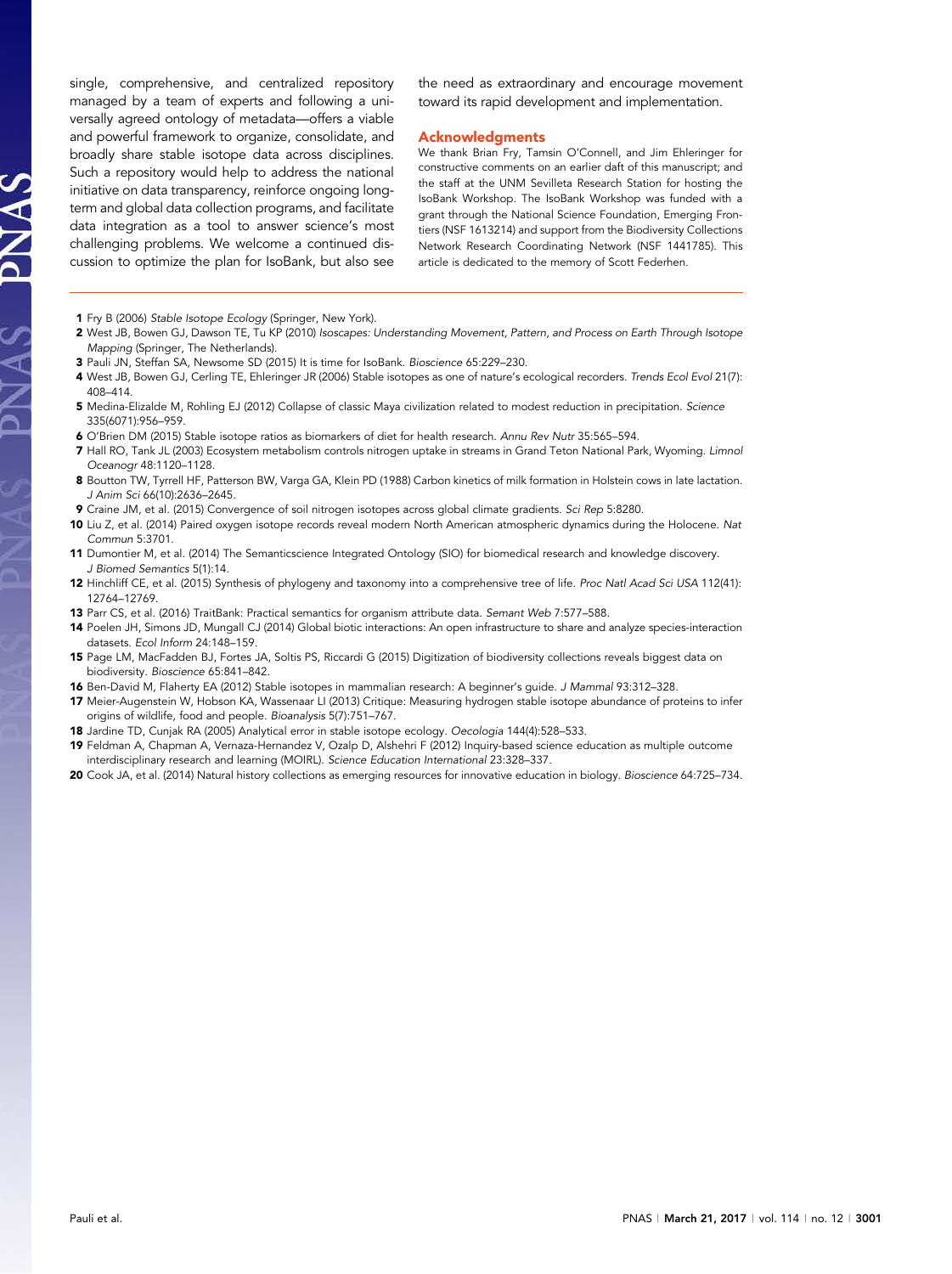single, comprehensive, and centralized repository managed by a team of experts and following a universally agreed ontology of metadata—offers a viable and powerful framework to organize, consolidate, and broadly share stable isotope data across disciplines. Such a repository would help to address the national initiative on data transparency, reinforce ongoing long-term and global data collection programs, and facilitate data integration as a tool to answer science's most challenging problems. We welcome a continued discussion to optimize the plan for IsoBank, but also see the need as extraordinary and encourage movement toward its rapid development and implementation.

## Acknowledgments

We thank Brian Fry, Tamsin O'Connell, and Jim Ehleringer for constructive comments on an earlier daft of this manuscript; and the staff at the UNM Sevilleta Research Station for hosting the IsoBank Workshop. The IsoBank Workshop was funded with a grant through the National Science Foundation, Emerging Frontiers (NSF 1613214) and support from the Biodiversity Collections Network Research Coordinating Network (NSF 1441785). This article is dedicated to the memory of Scott Federhen.

1 Fry B (2006) *Stable Isotope Ecology* (Springer, New York).
2 West JB, Bowen GJ, Dawson TE, Tu KP (2010) *Isoscapes: Understanding Movement, Pattern, and Process on Earth Through Isotope Mapping* (Springer, The Netherlands).
3 Pauli JN, Steffan SA, Newsome SD (2015) It is time for IsoBank. *Bioscience* 65:229–230.
4 West JB, Bowen GJ, Cerling TE, Ehleringer JR (2006) Stable isotopes as one of nature's ecological recorders. *Trends Ecol Evol* 21(7): 408–414.
5 Medina-Elizalde M, Rohling EJ (2012) Collapse of classic Maya civilization related to modest reduction in precipitation. *Science* 335(6071):956–959.
6 O'Brien DM (2015) Stable isotope ratios as biomarkers of diet for health research. *Annu Rev Nutr* 35:565–594.
7 Hall RO, Tank JL (2003) Ecosystem metabolism controls nitrogen uptake in streams in Grand Teton National Park, Wyoming. *Limnol Oceanogr* 48:1120–1128.
8 Boutton TW, Tyrrell HF, Patterson BW, Varga GA, Klein PD (1988) Carbon kinetics of milk formation in Holstein cows in late lactation. *J Anim Sci* 66(10):2636–2645.
9 Craine JM, et al. (2015) Convergence of soil nitrogen isotopes across global climate gradients. *Sci Rep* 5:8280.
10 Liu Z, et al. (2014) Paired oxygen isotope records reveal modern North American atmospheric dynamics during the Holocene. *Nat Commun* 5:3701.
11 Dumontier M, et al. (2014) The Semanticscience Integrated Ontology (SIO) for biomedical research and knowledge discovery. *J Biomed Semantics* 5(1):14.
12 Hinchliff CE, et al. (2015) Synthesis of phylogeny and taxonomy into a comprehensive tree of life. *Proc Natl Acad Sci USA* 112(41): 12764–12769.
13 Parr CS, et al. (2016) TraitBank: Practical semantics for organism attribute data. *Semant Web* 7:577–588.
14 Poelen JH, Simons JD, Mungall CJ (2014) Global biotic interactions: An open infrastructure to share and analyze species-interaction datasets. *Ecol Inform* 24:148–159.
15 Page LM, MacFadden BJ, Fortes JA, Soltis PS, Riccardi G (2015) Digitization of biodiversity collections reveals biggest data on biodiversity. *Bioscience* 65:841–842.
16 Ben-David M, Flaherty EA (2012) Stable isotopes in mammalian research: A beginner's guide. *J Mammal* 93:312–328.
17 Meier-Augenstein W, Hobson KA, Wassenaar LI (2013) Critique: Measuring hydrogen stable isotope abundance of proteins to infer origins of wildlife, food and people. *Bioanalysis* 5(7):751–767.
18 Jardine TD, Cunjak RA (2005) Analytical error in stable isotope ecology. *Oecologia* 144(4):528–533.
19 Feldman A, Chapman A, Vernaza-Hernandez V, Ozalp D, Alshehri F (2012) Inquiry-based science education as multiple outcome interdisciplinary research and learning (MOIRL). *Science Education International* 23:328–337.
20 Cook JA, et al. (2014) Natural history collections as emerging resources for innovative education in biology. *Bioscience* 64:725–734.